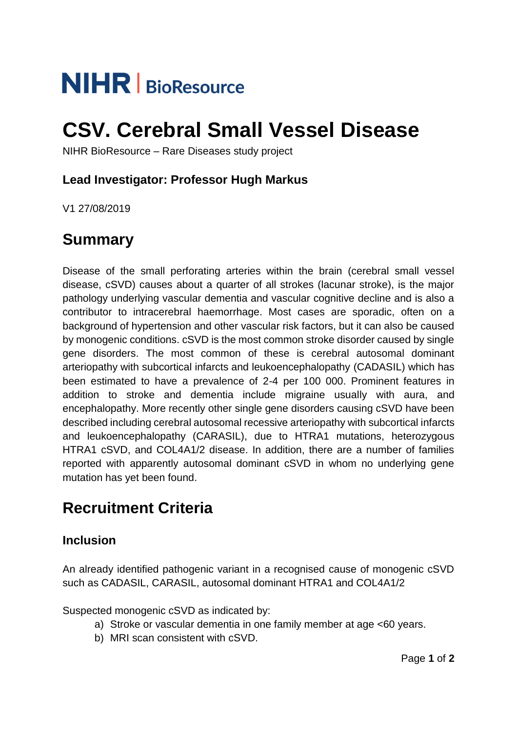**NIHR | BioResource**

# CSV. Cerebral Small Vessel Disease

NIHR BioResource – Rare Diseases study project

### Lead Investigator: Professor Hugh Markus

V1 27/08/2019

## Summary

Disease of the small perforating arteries within the brain (cerebral small vessel disease, cSVD) causes about a quarter of all strokes (lacunar stroke), is the major pathology underlying vascular dementia and vascular cognitive decline and is also a contributor to intracerebral haemorrhage. Most cases are sporadic, often on a background of hypertension and other vascular risk factors, but it can also be caused by monogenic conditions. cSVD is the most common stroke disorder caused by single gene disorders. The most common of these is cerebral autosomal dominant arteriopathy with subcortical infarcts and leukoencephalopathy (CADASIL) which has been estimated to have a prevalence of 2-4 per 100 000. Prominent features in addition to stroke and dementia include migraine usually with aura, and encephalopathy. More recently other single gene disorders causing cSVD have been described including cerebral autosomal recessive arteriopathy with subcortical infarcts and leukoencephalopathy (CARASIL), due to HTRA1 mutations, heterozygous HTRA1 cSVD, and COL4A1/2 disease. In addition, there are a number of families reported with apparently autosomal dominant cSVD in whom no underlying gene mutation has yet been found.

## Recruitment Criteria

### Inclusion

An already identified pathogenic variant in a recognised cause of monogenic cSVD such as CADASIL, CARASIL, autosomal dominant HTRA1 and COL4A1/2

Suspected monogenic cSVD as indicated by:

a) Stroke or vascular dementia in one family member at age <60 years.
b) MRI scan consistent with cSVD.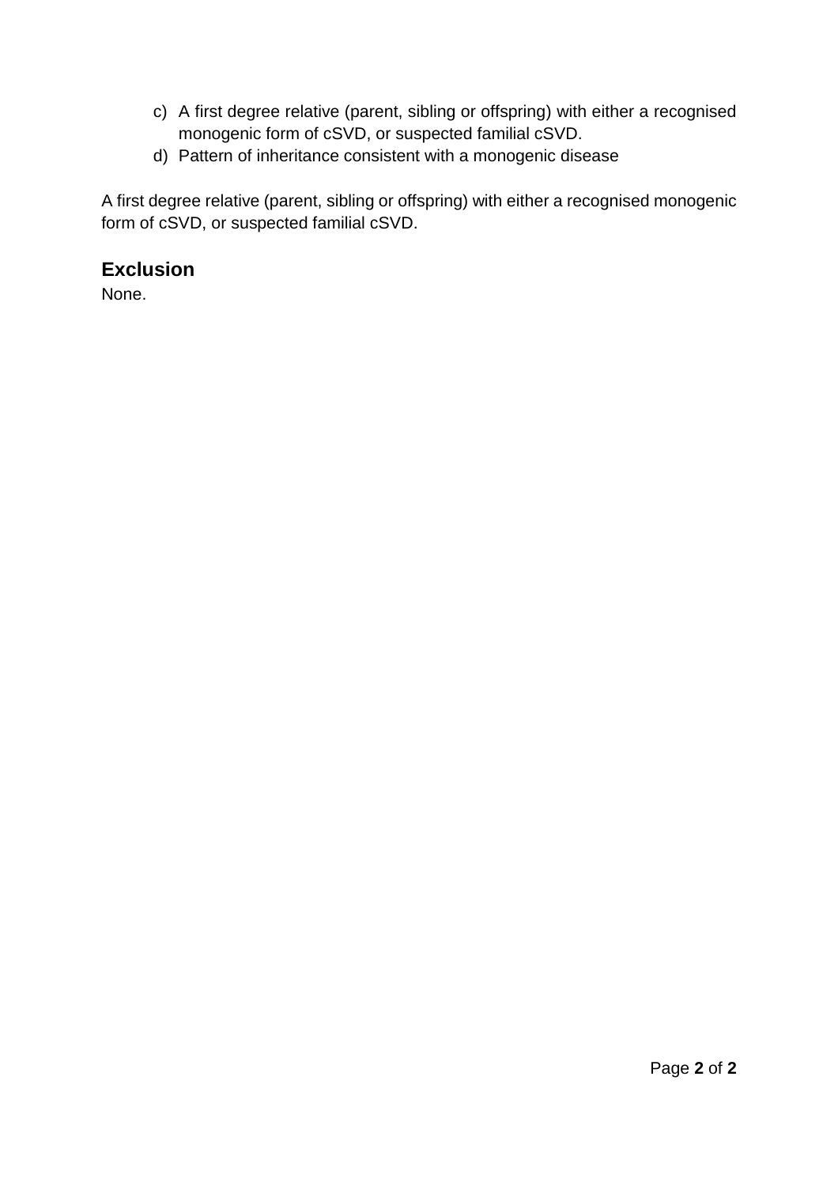c) A first degree relative (parent, sibling or offspring) with either a recognised monogenic form of cSVD, or suspected familial cSVD.
d) Pattern of inheritance consistent with a monogenic disease

A first degree relative (parent, sibling or offspring) with either a recognised monogenic form of cSVD, or suspected familial cSVD.

## Exclusion

None.